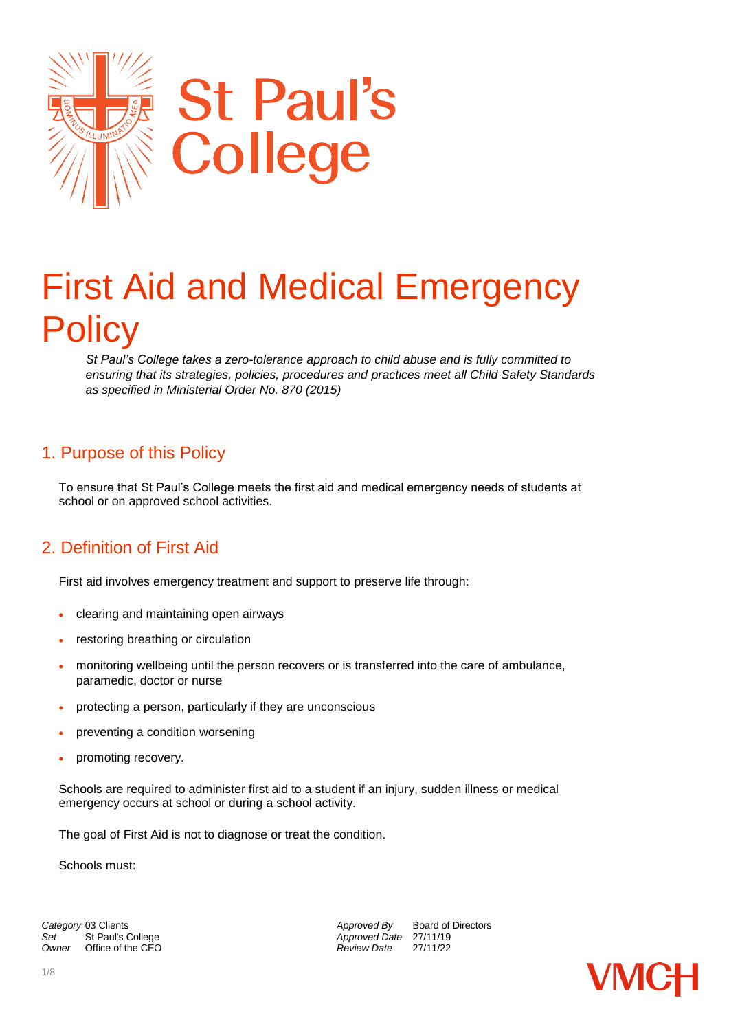# First Aid and Medical Emergency Policy

*St Paul's College takes a zero-tolerance approach to child abuse and is fully committed to ensuring that its strategies, policies, procedures and practices meet all Child Safety Standards as specified in Ministerial Order No. 870 (2015)*

## 1. Purpose of this Policy

To ensure that St Paul's College meets the first aid and medical emergency needs of students at school or on approved school activities.

## 2. Definition of First Aid

First aid involves emergency treatment and support to preserve life through:

- clearing and maintaining open airways
- restoring breathing or circulation
- monitoring wellbeing until the person recovers or is transferred into the care of ambulance, paramedic, doctor or nurse
- protecting a person, particularly if they are unconscious
- preventing a condition worsening
- promoting recovery.

Schools are required to administer first aid to a student if an injury, sudden illness or medical emergency occurs at school or during a school activity.

The goal of First Aid is not to diagnose or treat the condition.

Schools must:

| | | | |
|---|---|---|---|
| *Category* | 03 Clients | *Approved By* | Board of Directors |
| *Set* | St Paul's College | *Approved Date* | 27/11/19 |
| *Owner* | Office of the CEO | *Review Date* | 27/11/22 |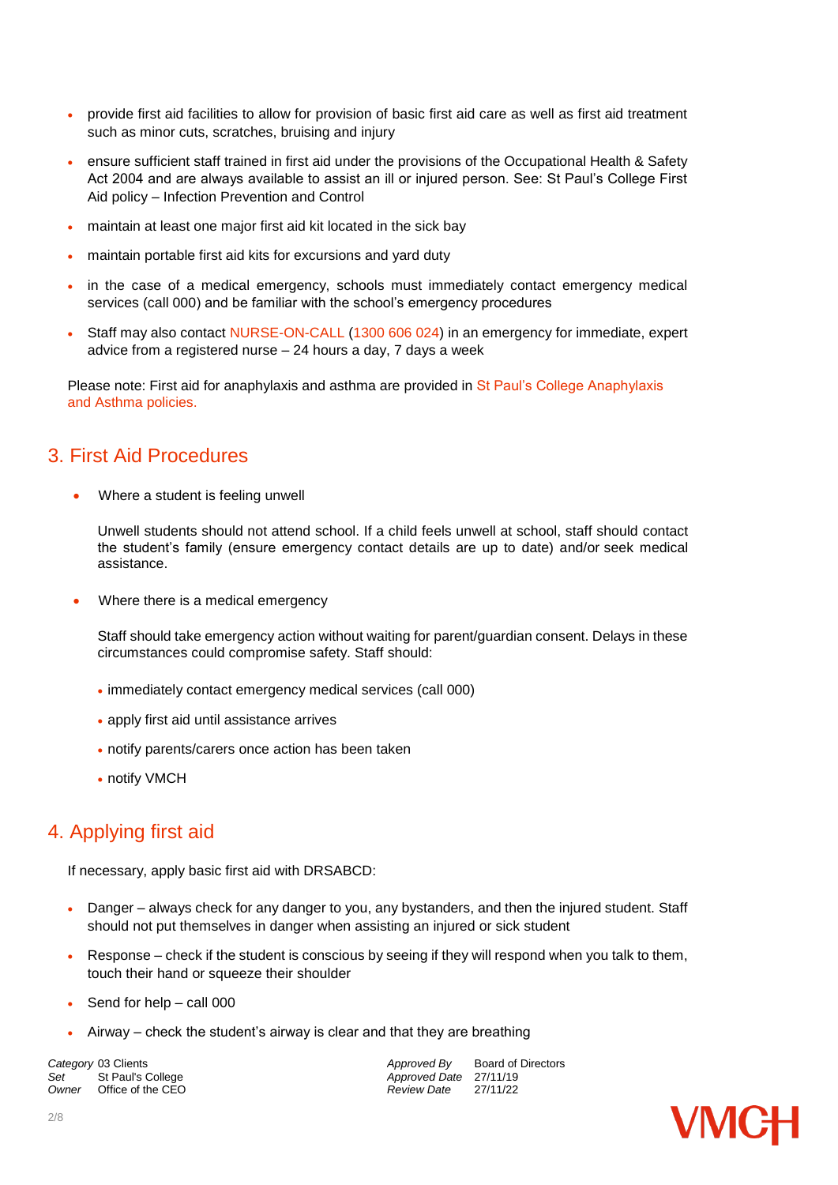- provide first aid facilities to allow for provision of basic first aid care as well as first aid treatment such as minor cuts, scratches, bruising and injury
- ensure sufficient staff trained in first aid under the provisions of the Occupational Health & Safety Act 2004 and are always available to assist an ill or injured person. See: St Paul's College First Aid policy – Infection Prevention and Control
- maintain at least one major first aid kit located in the sick bay
- maintain portable first aid kits for excursions and yard duty
- in the case of a medical emergency, schools must immediately contact emergency medical services (call 000) and be familiar with the school's emergency procedures
- Staff may also contact NURSE-ON-CALL (1300 606 024) in an emergency for immediate, expert advice from a registered nurse – 24 hours a day, 7 days a week

Please note: First aid for anaphylaxis and asthma are provided in St Paul's College Anaphylaxis and Asthma policies.

## 3. First Aid Procedures

- Where a student is feeling unwell

  Unwell students should not attend school. If a child feels unwell at school, staff should contact the student's family (ensure emergency contact details are up to date) and/or seek medical assistance.

- Where there is a medical emergency

  Staff should take emergency action without waiting for parent/guardian consent. Delays in these circumstances could compromise safety. Staff should:

  - immediately contact emergency medical services (call 000)
  - apply first aid until assistance arrives
  - notify parents/carers once action has been taken
  - notify VMCH

## 4. Applying first aid

If necessary, apply basic first aid with DRSABCD:

- Danger – always check for any danger to you, any bystanders, and then the injured student. Staff should not put themselves in danger when assisting an injured or sick student
- Response – check if the student is conscious by seeing if they will respond when you talk to them, touch their hand or squeeze their shoulder
- Send for help – call 000
- Airway – check the student's airway is clear and that they are breathing

| | | | |
|---|---|---|---|
| *Category* | 03 Clients | *Approved By* | Board of Directors |
| *Set* | St Paul's College | *Approved Date* | 27/11/19 |
| *Owner* | Office of the CEO | *Review Date* | 27/11/22 |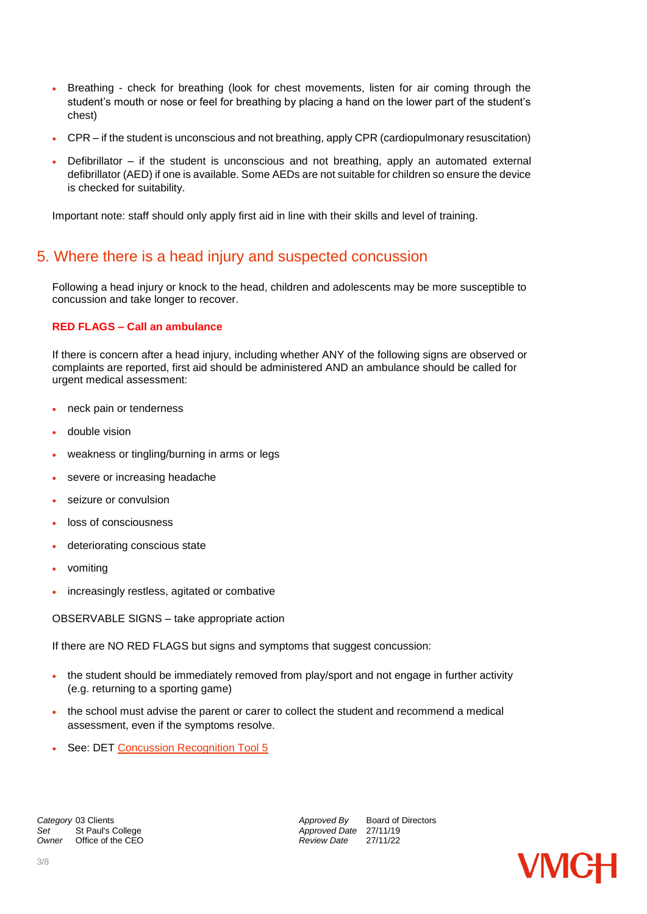- Breathing - check for breathing (look for chest movements, listen for air coming through the student's mouth or nose or feel for breathing by placing a hand on the lower part of the student's chest)
- CPR – if the student is unconscious and not breathing, apply CPR (cardiopulmonary resuscitation)
- Defibrillator – if the student is unconscious and not breathing, apply an automated external defibrillator (AED) if one is available. Some AEDs are not suitable for children so ensure the device is checked for suitability.

Important note: staff should only apply first aid in line with their skills and level of training.

## 5. Where there is a head injury and suspected concussion

Following a head injury or knock to the head, children and adolescents may be more susceptible to concussion and take longer to recover.

**RED FLAGS – Call an ambulance**

If there is concern after a head injury, including whether ANY of the following signs are observed or complaints are reported, first aid should be administered AND an ambulance should be called for urgent medical assessment:

- neck pain or tenderness
- double vision
- weakness or tingling/burning in arms or legs
- severe or increasing headache
- seizure or convulsion
- loss of consciousness
- deteriorating conscious state
- vomiting
- increasingly restless, agitated or combative

OBSERVABLE SIGNS – take appropriate action

If there are NO RED FLAGS but signs and symptoms that suggest concussion:

- the student should be immediately removed from play/sport and not engage in further activity (e.g. returning to a sporting game)
- the school must advise the parent or carer to collect the student and recommend a medical assessment, even if the symptoms resolve.
- See: DET [Concussion Recognition Tool 5]

*Category* 03 Clients
*Set* St Paul's College
*Owner* Office of the CEO

*Approved By* Board of Directors
*Approved Date* 27/11/19
*Review Date* 27/11/22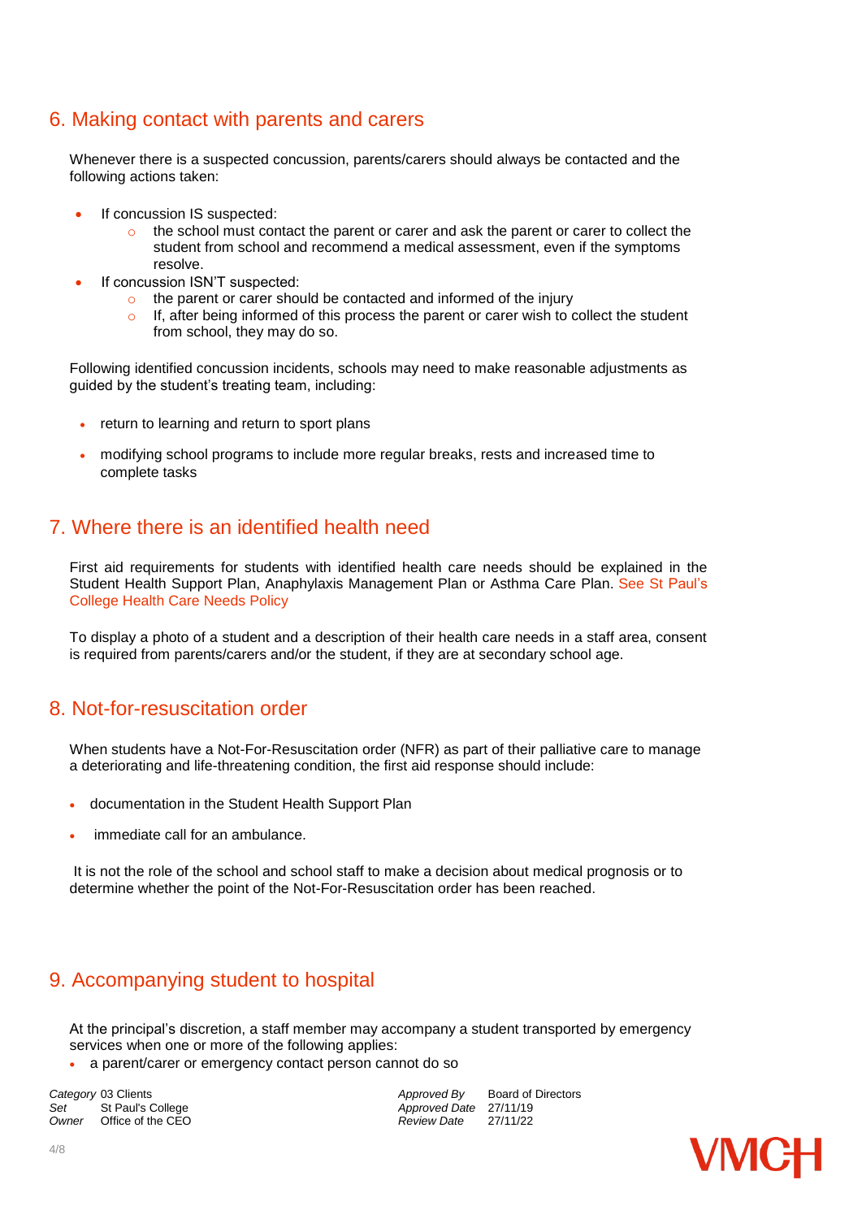## 6. Making contact with parents and carers

Whenever there is a suspected concussion, parents/carers should always be contacted and the following actions taken:

- If concussion IS suspected:
  - the school must contact the parent or carer and ask the parent or carer to collect the student from school and recommend a medical assessment, even if the symptoms resolve.
- If concussion ISN'T suspected:
  - the parent or carer should be contacted and informed of the injury
  - If, after being informed of this process the parent or carer wish to collect the student from school, they may do so.

Following identified concussion incidents, schools may need to make reasonable adjustments as guided by the student's treating team, including:

- return to learning and return to sport plans
- modifying school programs to include more regular breaks, rests and increased time to complete tasks

## 7. Where there is an identified health need

First aid requirements for students with identified health care needs should be explained in the Student Health Support Plan, Anaphylaxis Management Plan or Asthma Care Plan. See St Paul's College Health Care Needs Policy

To display a photo of a student and a description of their health care needs in a staff area, consent is required from parents/carers and/or the student, if they are at secondary school age.

## 8. Not-for-resuscitation order

When students have a Not-For-Resuscitation order (NFR) as part of their palliative care to manage a deteriorating and life-threatening condition, the first aid response should include:

- documentation in the Student Health Support Plan
- immediate call for an ambulance.

It is not the role of the school and school staff to make a decision about medical prognosis or to determine whether the point of the Not-For-Resuscitation order has been reached.

## 9. Accompanying student to hospital

At the principal's discretion, a staff member may accompany a student transported by emergency services when one or more of the following applies:

- a parent/carer or emergency contact person cannot do so

| | | | |
|---|---|---|---|
| *Category* | 03 Clients | *Approved By* | Board of Directors |
| *Set* | St Paul's College | *Approved Date* | 27/11/19 |
| *Owner* | Office of the CEO | *Review Date* | 27/11/22 |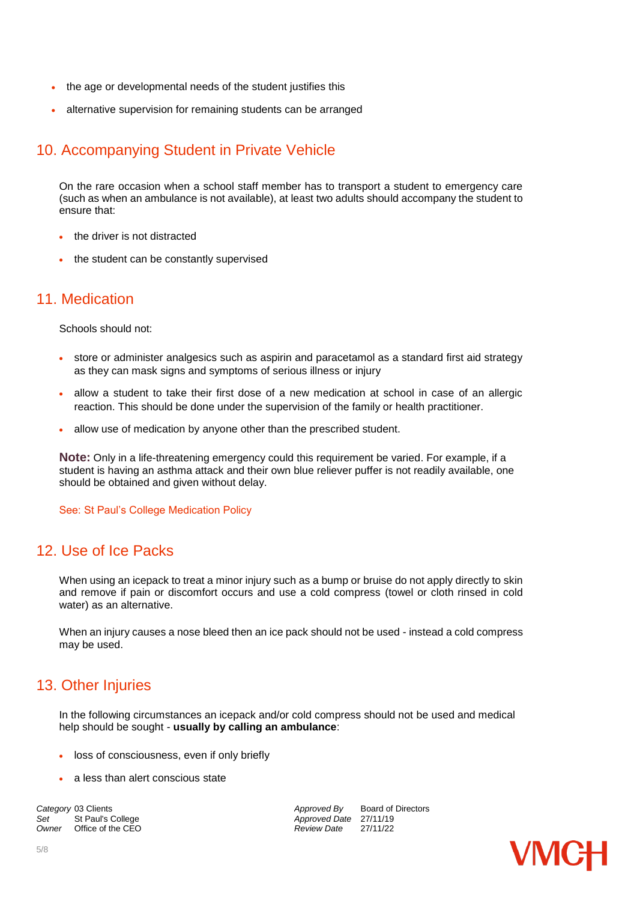- the age or developmental needs of the student justifies this
- alternative supervision for remaining students can be arranged

## 10. Accompanying Student in Private Vehicle

On the rare occasion when a school staff member has to transport a student to emergency care (such as when an ambulance is not available), at least two adults should accompany the student to ensure that:

- the driver is not distracted
- the student can be constantly supervised

## 11. Medication

Schools should not:

- store or administer analgesics such as aspirin and paracetamol as a standard first aid strategy as they can mask signs and symptoms of serious illness or injury
- allow a student to take their first dose of a new medication at school in case of an allergic reaction. This should be done under the supervision of the family or health practitioner.
- allow use of medication by anyone other than the prescribed student.

**Note:** Only in a life-threatening emergency could this requirement be varied. For example, if a student is having an asthma attack and their own blue reliever puffer is not readily available, one should be obtained and given without delay.

See: St Paul's College Medication Policy

## 12. Use of Ice Packs

When using an icepack to treat a minor injury such as a bump or bruise do not apply directly to skin and remove if pain or discomfort occurs and use a cold compress (towel or cloth rinsed in cold water) as an alternative.

When an injury causes a nose bleed then an ice pack should not be used - instead a cold compress may be used.

## 13. Other Injuries

In the following circumstances an icepack and/or cold compress should not be used and medical help should be sought - **usually by calling an ambulance**:

- loss of consciousness, even if only briefly
- a less than alert conscious state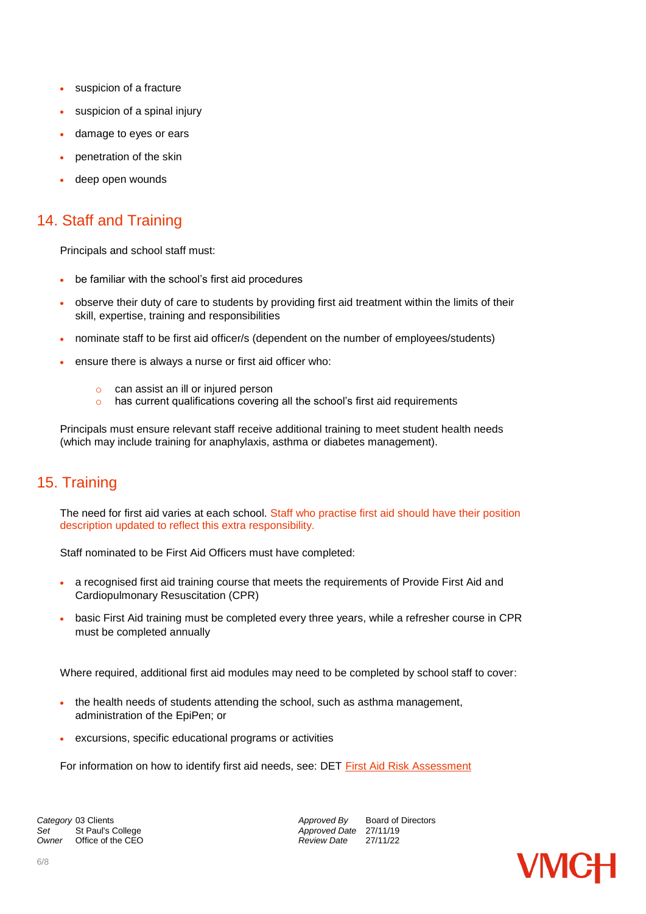- suspicion of a fracture
- suspicion of a spinal injury
- damage to eyes or ears
- penetration of the skin
- deep open wounds

## 14. Staff and Training

Principals and school staff must:

- be familiar with the school's first aid procedures
- observe their duty of care to students by providing first aid treatment within the limits of their skill, expertise, training and responsibilities
- nominate staff to be first aid officer/s (dependent on the number of employees/students)
- ensure there is always a nurse or first aid officer who:
    - can assist an ill or injured person
    - has current qualifications covering all the school's first aid requirements

Principals must ensure relevant staff receive additional training to meet student health needs (which may include training for anaphylaxis, asthma or diabetes management).

## 15. Training

The need for first aid varies at each school. Staff who practise first aid should have their position description updated to reflect this extra responsibility.

Staff nominated to be First Aid Officers must have completed:

- a recognised first aid training course that meets the requirements of Provide First Aid and Cardiopulmonary Resuscitation (CPR)
- basic First Aid training must be completed every three years, while a refresher course in CPR must be completed annually

Where required, additional first aid modules may need to be completed by school staff to cover:

- the health needs of students attending the school, such as asthma management, administration of the EpiPen; or
- excursions, specific educational programs or activities

For information on how to identify first aid needs, see: DET First Aid Risk Assessment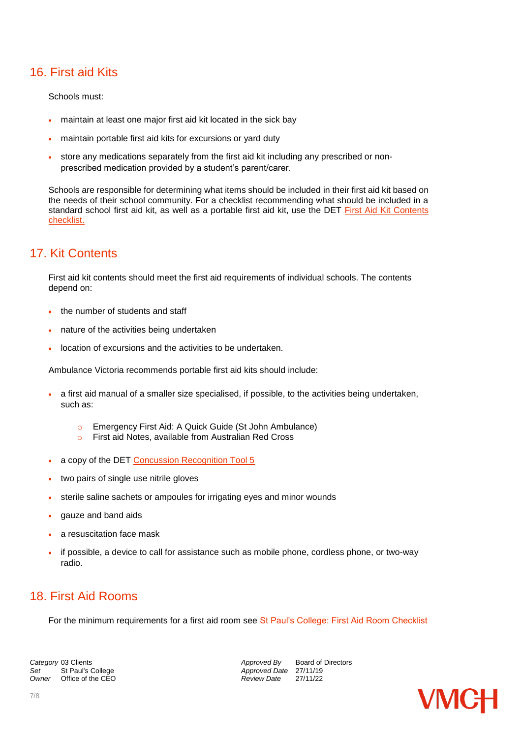## 16. First aid Kits

Schools must:

- maintain at least one major first aid kit located in the sick bay
- maintain portable first aid kits for excursions or yard duty
- store any medications separately from the first aid kit including any prescribed or non-prescribed medication provided by a student's parent/carer.

Schools are responsible for determining what items should be included in their first aid kit based on the needs of their school community. For a checklist recommending what should be included in a standard school first aid kit, as well as a portable first aid kit, use the DET First Aid Kit Contents checklist.

## 17. Kit Contents

First aid kit contents should meet the first aid requirements of individual schools. The contents depend on:

- the number of students and staff
- nature of the activities being undertaken
- location of excursions and the activities to be undertaken.

Ambulance Victoria recommends portable first aid kits should include:

- a first aid manual of a smaller size specialised, if possible, to the activities being undertaken, such as:
  - Emergency First Aid: A Quick Guide (St John Ambulance)
  - First aid Notes, available from Australian Red Cross
- a copy of the DET Concussion Recognition Tool 5
- two pairs of single use nitrile gloves
- sterile saline sachets or ampoules for irrigating eyes and minor wounds
- gauze and band aids
- a resuscitation face mask
- if possible, a device to call for assistance such as mobile phone, cordless phone, or two-way radio.

## 18. First Aid Rooms

For the minimum requirements for a first aid room see St Paul's College: First Aid Room Checklist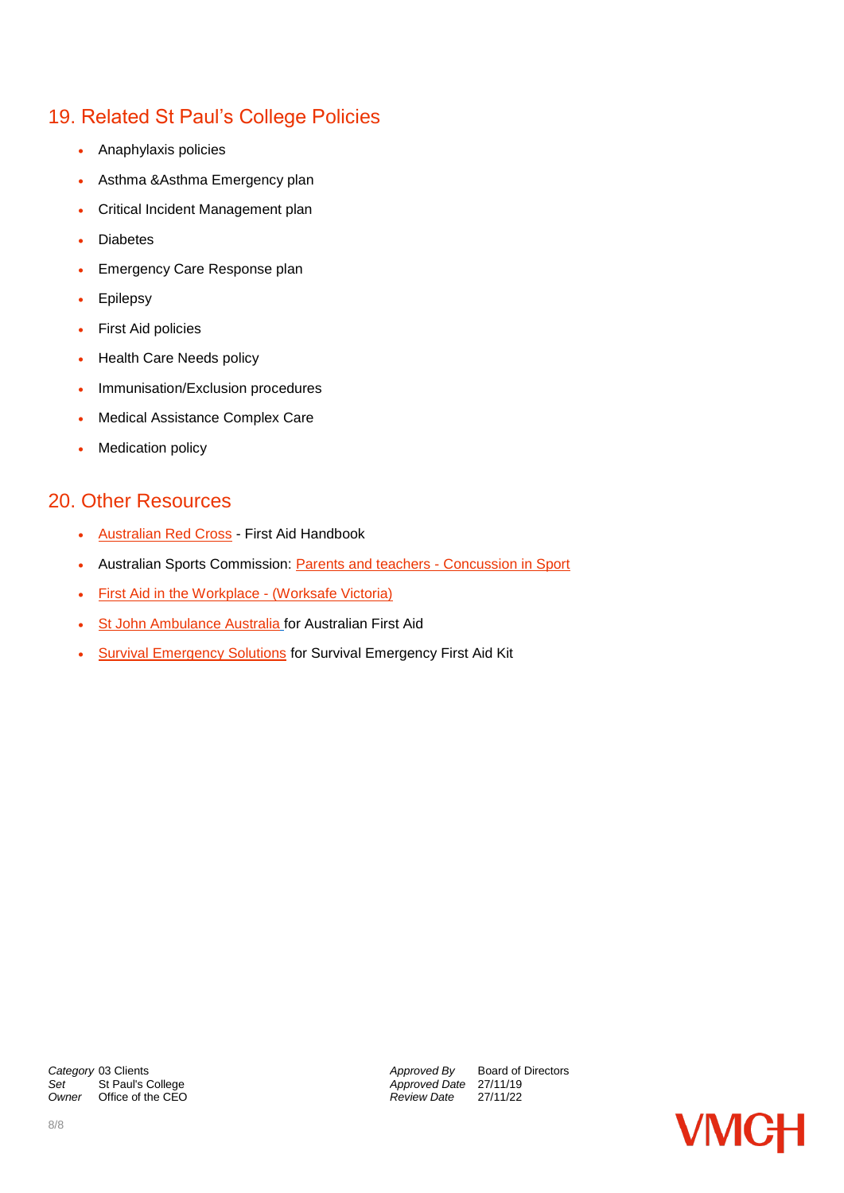## 19. Related St Paul's College Policies

- Anaphylaxis policies
- Asthma &Asthma Emergency plan
- Critical Incident Management plan
- Diabetes
- Emergency Care Response plan
- Epilepsy
- First Aid policies
- Health Care Needs policy
- Immunisation/Exclusion procedures
- Medical Assistance Complex Care
- Medication policy

## 20. Other Resources

- Australian Red Cross - First Aid Handbook
- Australian Sports Commission: Parents and teachers - Concussion in Sport
- First Aid in the Workplace - (Worksafe Victoria)
- St John Ambulance Australia for Australian First Aid
- Survival Emergency Solutions for Survival Emergency First Aid Kit

| | |
|---|---|
| *Category* | 03 Clients |
| *Set* | St Paul's College |
| *Owner* | Office of the CEO |
| *Approved By* | Board of Directors |
| *Approved Date* | 27/11/19 |
| *Review Date* | 27/11/22 |